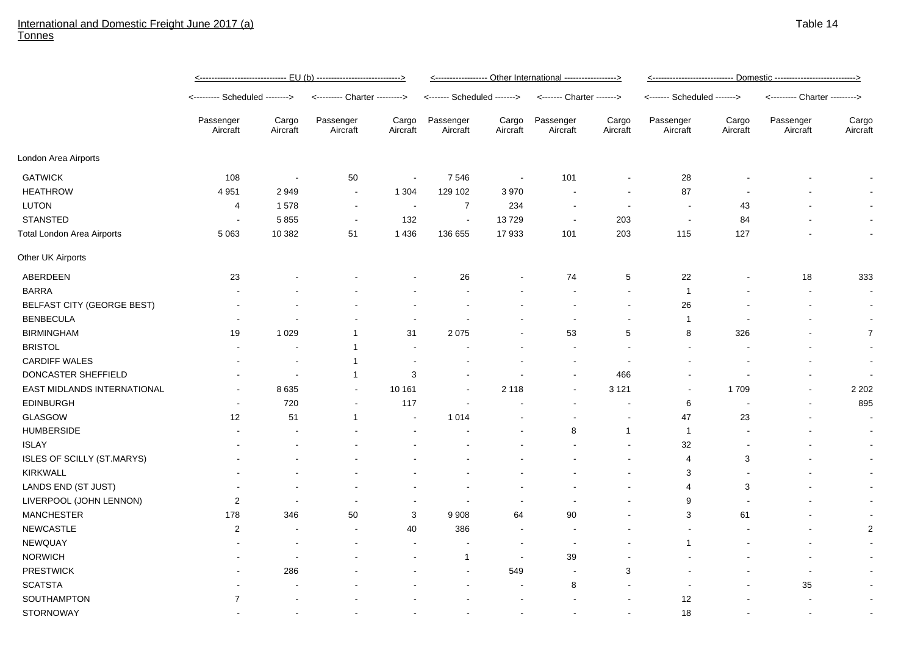International and Domestic Freight June 2017 (a)
Tonnes

Table 14

| | EU (b) | | | | Other International | | | | Domestic | | | |
|---|---|---|---|---|---|---|---|---|---|---|---|---|
| | Scheduled | | Charter | | Scheduled | | Charter | | Scheduled | | Charter | |
| | Passenger Aircraft | Cargo Aircraft | Passenger Aircraft | Cargo Aircraft | Passenger Aircraft | Cargo Aircraft | Passenger Aircraft | Cargo Aircraft | Passenger Aircraft | Cargo Aircraft | Passenger Aircraft | Cargo Aircraft |
| London Area Airports | | | | | | | | | | | | |
| GATWICK | 108 | - | 50 | - | 7 546 | - | 101 | - | 28 | - | - | - |
| HEATHROW | 4 951 | 2 949 | - | 1 304 | 129 102 | 3 970 | - | - | 87 | - | - | - |
| LUTON | 4 | 1 578 | - | - | 7 | 234 | - | - | - | 43 | - | - |
| STANSTED | - | 5 855 | - | 132 | - | 13 729 | - | 203 | - | 84 | - | - |
| Total London Area Airports | 5 063 | 10 382 | 51 | 1 436 | 136 655 | 17 933 | 101 | 203 | 115 | 127 | - | - |
| Other UK Airports | | | | | | | | | | | | |
| ABERDEEN | 23 | - | - | - | 26 | - | 74 | 5 | 22 | - | 18 | 333 |
| BARRA | - | - | - | - | - | - | - | - | 1 | - | - | - |
| BELFAST CITY (GEORGE BEST) | - | - | - | - | - | - | - | - | 26 | - | - | - |
| BENBECULA | - | - | - | - | - | - | - | - | 1 | - | - | - |
| BIRMINGHAM | 19 | 1 029 | 1 | 31 | 2 075 | - | 53 | 5 | 8 | 326 | - | 7 |
| BRISTOL | - | - | 1 | - | - | - | - | - | - | - | - | - |
| CARDIFF WALES | - | - | 1 | - | - | - | - | - | - | - | - | - |
| DONCASTER SHEFFIELD | - | - | 1 | 3 | - | - | - | 466 | - | - | - | - |
| EAST MIDLANDS INTERNATIONAL | - | 8 635 | - | 10 161 | - | 2 118 | - | 3 121 | - | 1 709 | - | 2 202 |
| EDINBURGH | - | 720 | - | 117 | - | - | - | - | 6 | - | - | 895 |
| GLASGOW | 12 | 51 | 1 | - | 1 014 | - | - | - | 47 | 23 | - | - |
| HUMBERSIDE | - | - | - | - | - | - | 8 | 1 | 1 | - | - | - |
| ISLAY | - | - | - | - | - | - | - | - | 32 | - | - | - |
| ISLES OF SCILLY (ST.MARYS) | - | - | - | - | - | - | - | - | 4 | 3 | - | - |
| KIRKWALL | - | - | - | - | - | - | - | - | 3 | - | - | - |
| LANDS END (ST JUST) | - | - | - | - | - | - | - | - | 4 | 3 | - | - |
| LIVERPOOL (JOHN LENNON) | 2 | - | - | - | - | - | - | - | 9 | - | - | - |
| MANCHESTER | 178 | 346 | 50 | 3 | 9 908 | 64 | 90 | - | 3 | 61 | - | - |
| NEWCASTLE | 2 | - | - | 40 | 386 | - | - | - | - | - | - | 2 |
| NEWQUAY | - | - | - | - | - | - | - | - | 1 | - | - | - |
| NORWICH | - | - | - | - | 1 | - | 39 | - | - | - | - | - |
| PRESTWICK | - | 286 | - | - | - | 549 | - | 3 | - | - | - | - |
| SCATSTA | - | - | - | - | - | - | 8 | - | - | - | 35 | - |
| SOUTHAMPTON | 7 | - | - | - | - | - | - | - | 12 | - | - | - |
| STORNOWAY | - | - | - | - | - | - | - | - | 18 | - | - | - |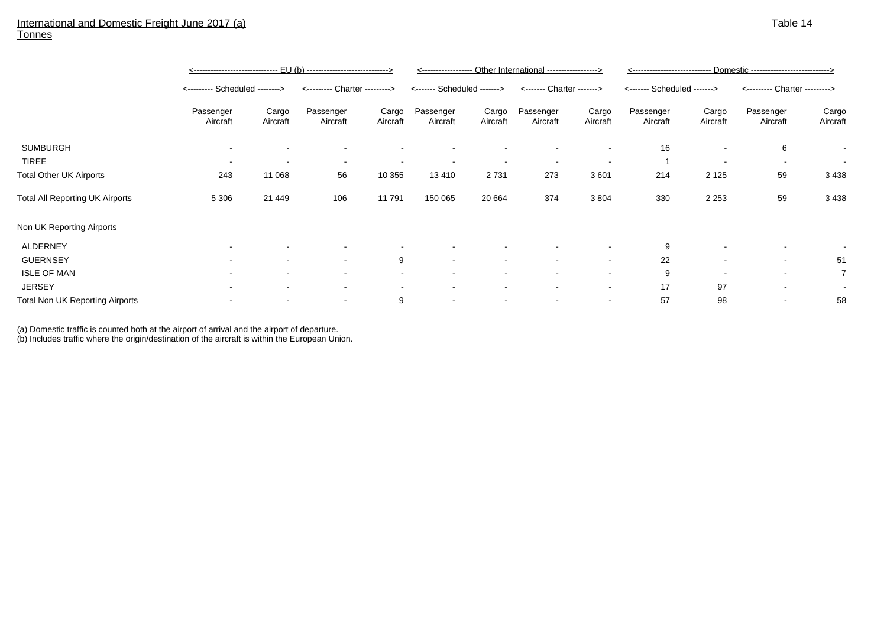International and Domestic Freight June 2017 (a)
Tonnes

Table 14

| | EU (b) | | | | Other International | | | | Domestic | | | |
|---|---|---|---|---|---|---|---|---|---|---|---|---|
| | Scheduled | | Charter | | Scheduled | | Charter | | Scheduled | | Charter | |
| | Passenger Aircraft | Cargo Aircraft | Passenger Aircraft | Cargo Aircraft | Passenger Aircraft | Cargo Aircraft | Passenger Aircraft | Cargo Aircraft | Passenger Aircraft | Cargo Aircraft | Passenger Aircraft | Cargo Aircraft |
| SUMBURGH | - | - | - | - | - | - | - | - | 16 | - | 6 | - |
| TIREE | - | - | - | - | - | - | - | - | 1 | - | - | - |
| Total Other UK Airports | 243 | 11 068 | 56 | 10 355 | 13 410 | 2 731 | 273 | 3 601 | 214 | 2 125 | 59 | 3 438 |
| Total All Reporting UK Airports | 5 306 | 21 449 | 106 | 11 791 | 150 065 | 20 664 | 374 | 3 804 | 330 | 2 253 | 59 | 3 438 |
| Non UK Reporting Airports | | | | | | | | | | | | |
| ALDERNEY | - | - | - | - | - | - | - | - | 9 | - | - | - |
| GUERNSEY | - | - | - | 9 | - | - | - | - | 22 | - | - | 51 |
| ISLE OF MAN | - | - | - | - | - | - | - | - | 9 | - | - | 7 |
| JERSEY | - | - | - | - | - | - | - | - | 17 | 97 | - | - |
| Total Non UK Reporting Airports | - | - | - | 9 | - | - | - | - | 57 | 98 | - | 58 |

(a) Domestic traffic is counted both at the airport of arrival and the airport of departure.
(b) Includes traffic where the origin/destination of the aircraft is within the European Union.